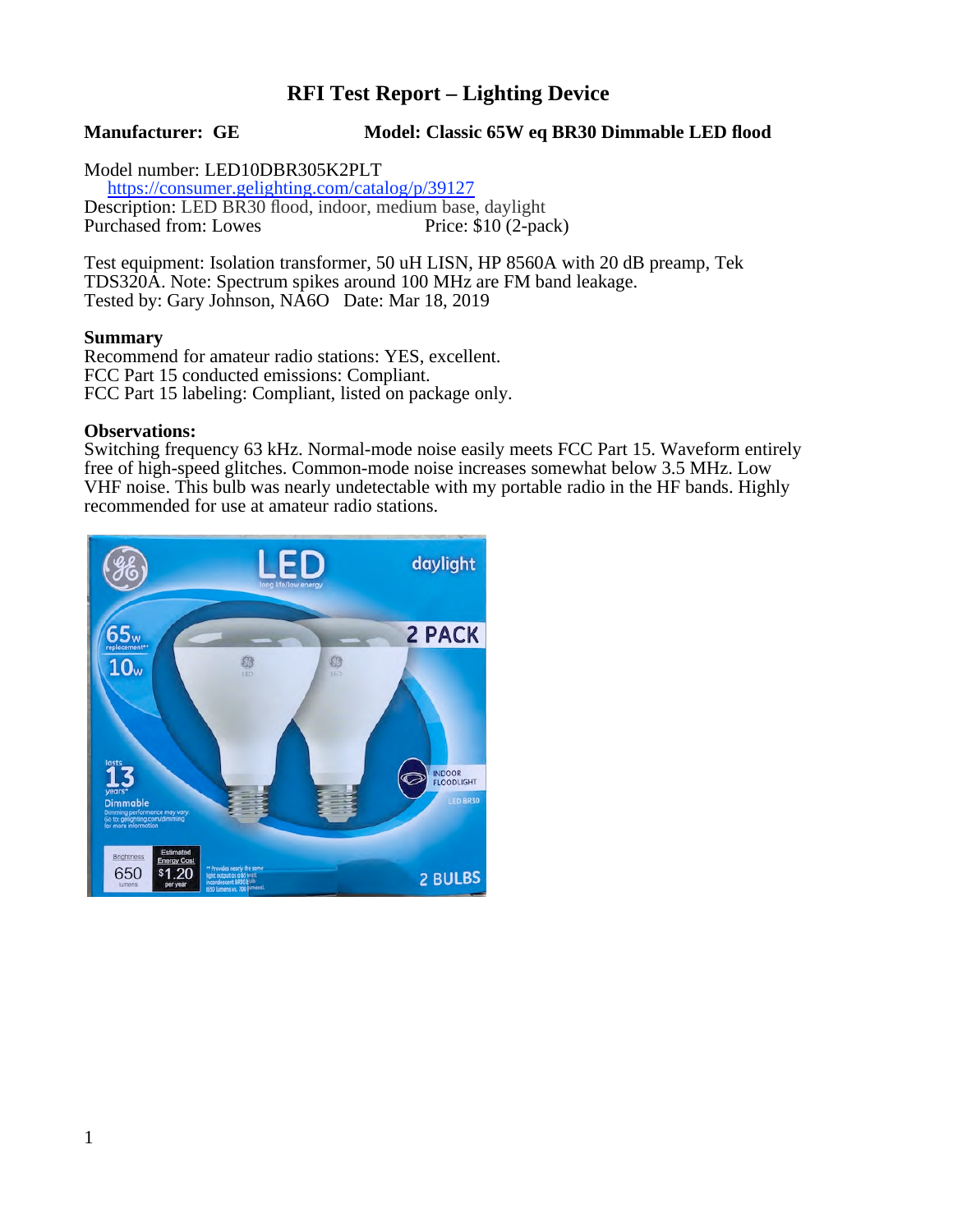# RFI Test Report – Lighting Device

**Manufacturer: GE** **Model: Classic 65W eq BR30 Dimmable LED flood**

Model number: LED10DBR305K2PLT
[https://consumer.gelighting.com/catalog/p/39127](https://consumer.gelighting.com/catalog/p/39127)
Description: LED BR30 flood, indoor, medium base, daylight
Purchased from: Lowes Price: $10 (2-pack)

Test equipment: Isolation transformer, 50 uH LISN, HP 8560A with 20 dB preamp, Tek TDS320A. Note: Spectrum spikes around 100 MHz are FM band leakage.
Tested by: Gary Johnson, NA6O Date: Mar 18, 2019

**Summary**
Recommend for amateur radio stations: YES, excellent.
FCC Part 15 conducted emissions: Compliant.
FCC Part 15 labeling: Compliant, listed on package only.

**Observations:**
Switching frequency 63 kHz. Normal-mode noise easily meets FCC Part 15. Waveform entirely free of high-speed glitches. Common-mode noise increases somewhat below 3.5 MHz. Low VHF noise. This bulb was nearly undetectable with my portable radio in the HF bands. Highly recommended for use at amateur radio stations.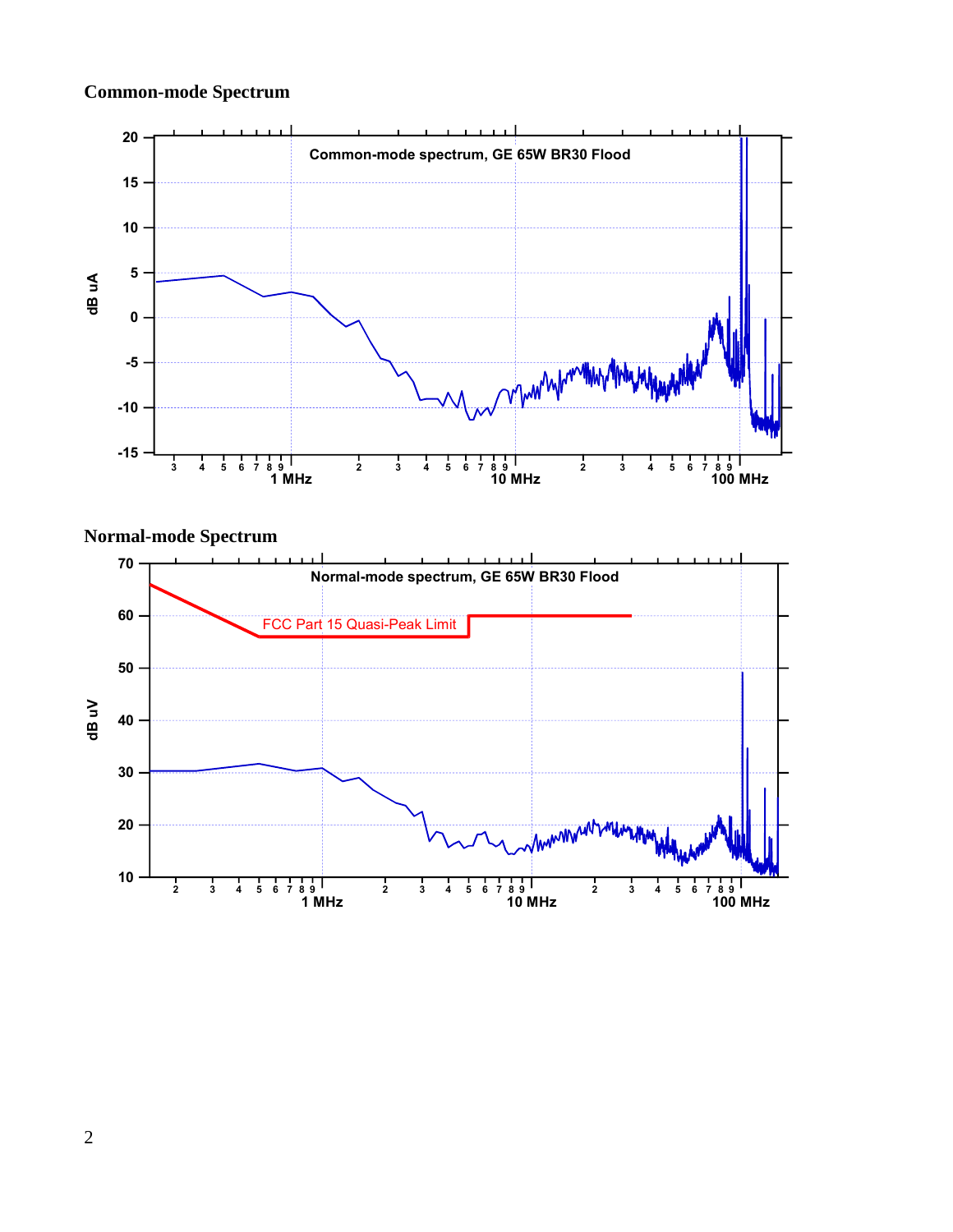### Common-mode Spectrum

### Normal-mode Spectrum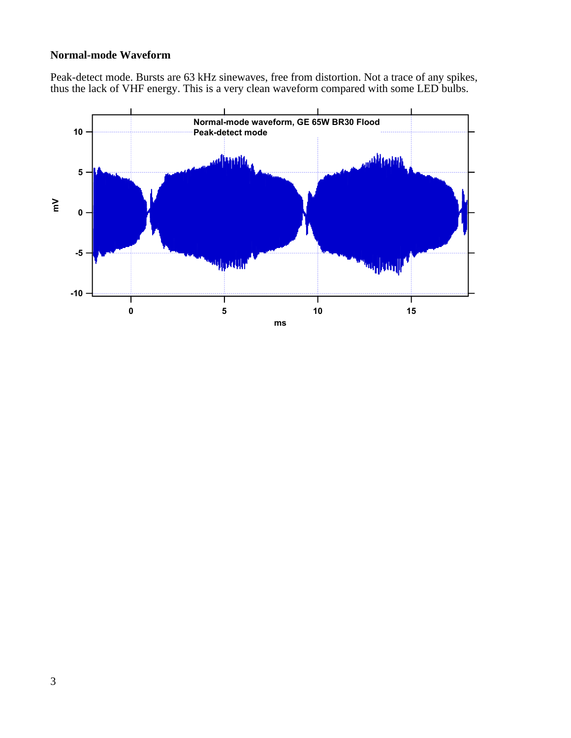### Normal-mode Waveform

Peak-detect mode. Bursts are 63 kHz sinewaves, free from distortion. Not a trace of any spikes, thus the lack of VHF energy. This is a very clean waveform compared with some LED bulbs.

Normal-mode waveform, GE 65W BR30 Flood
Peak-detect mode

mV

10
5
0
-5
-10

0
5
10
15

ms